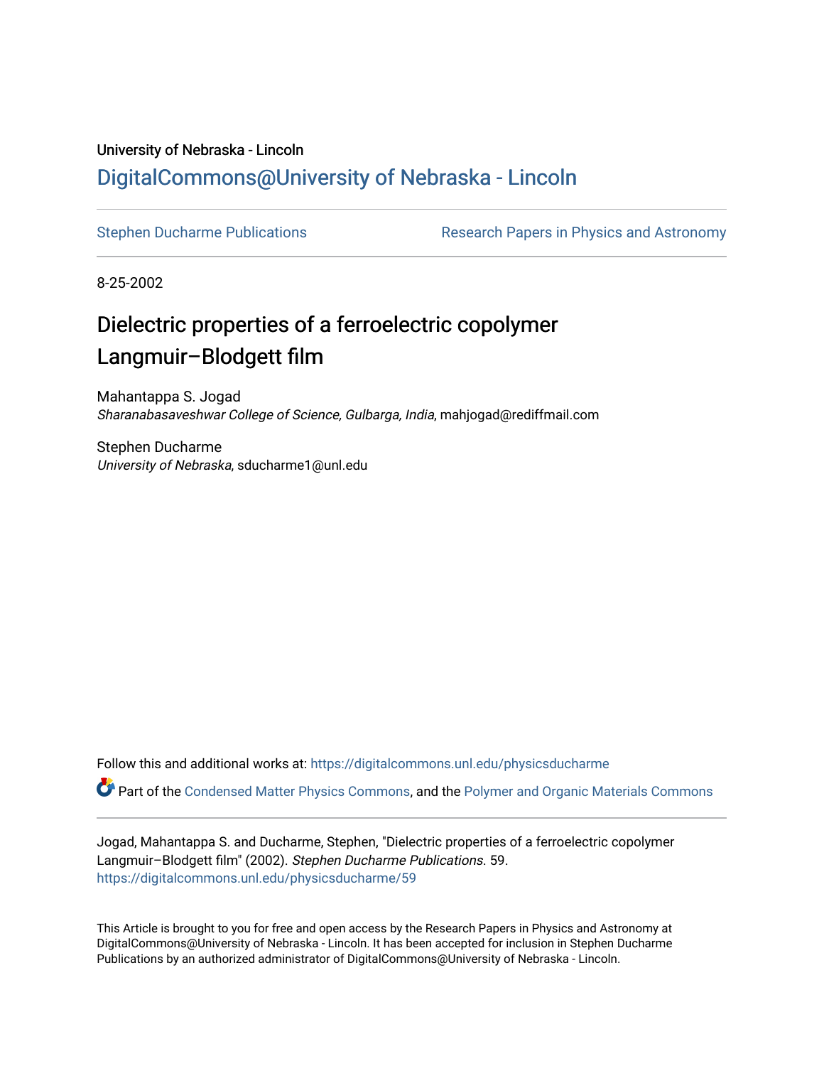University of Nebraska - Lincoln

## DigitalCommons@University of Nebraska - Lincoln

Stephen Ducharme Publications

Research Papers in Physics and Astronomy

8-25-2002

# Dielectric properties of a ferroelectric copolymer Langmuir–Blodgett film

Mahantappa S. Jogad
*Sharanabasaveshwar College of Science, Gulbarga, India*, mahjogad@rediffmail.com

Stephen Ducharme
*University of Nebraska*, sducharme1@unl.edu

Follow this and additional works at: https://digitalcommons.unl.edu/physicsducharme

Part of the Condensed Matter Physics Commons, and the Polymer and Organic Materials Commons

Jogad, Mahantappa S. and Ducharme, Stephen, "Dielectric properties of a ferroelectric copolymer Langmuir–Blodgett film" (2002). *Stephen Ducharme Publications*. 59.
https://digitalcommons.unl.edu/physicsducharme/59

This Article is brought to you for free and open access by the Research Papers in Physics and Astronomy at DigitalCommons@University of Nebraska - Lincoln. It has been accepted for inclusion in Stephen Ducharme Publications by an authorized administrator of DigitalCommons@University of Nebraska - Lincoln.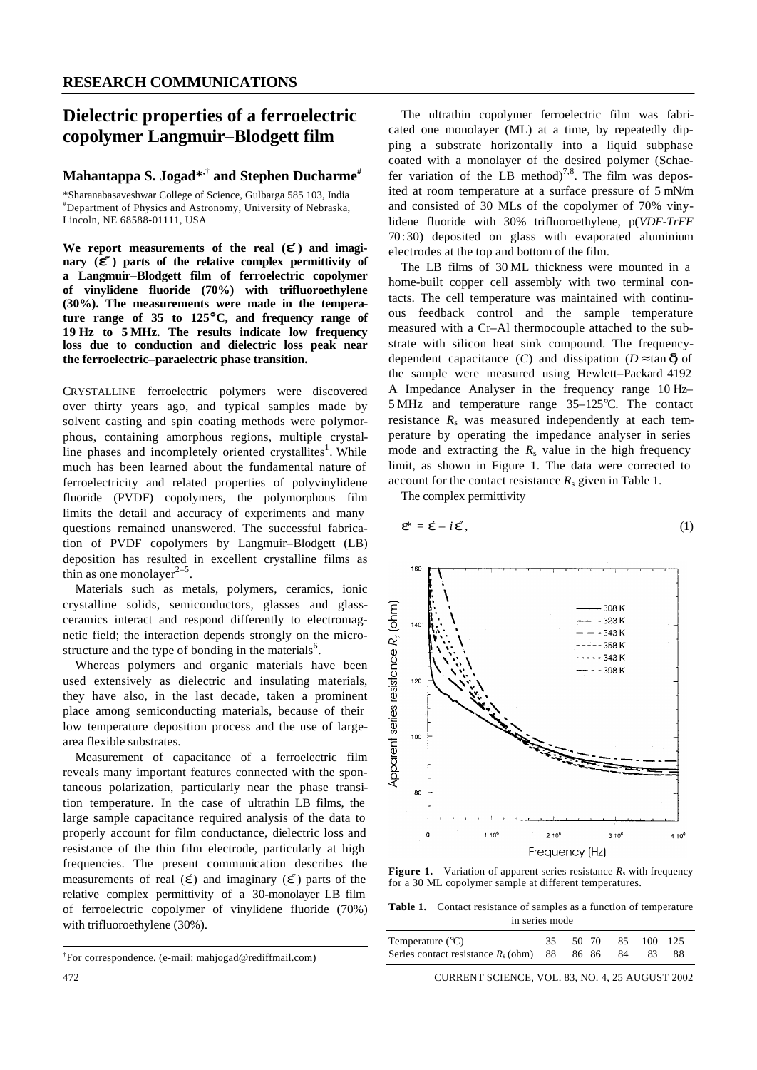## RESEARCH COMMUNICATIONS

# Dielectric properties of a ferroelectric copolymer Langmuir–Blodgett film

## Mahantappa S. Jogad*[,†] and Stephen Ducharme[#]

*Sharanabasaveshwar College of Science, Gulbarga 585 103, India
[#]Department of Physics and Astronomy, University of Nebraska, Lincoln, NE 68588-01111, USA

**We report measurements of the real ($\varepsilon'$) and imaginary ($\varepsilon''$) parts of the relative complex permittivity of a Langmuir–Blodgett film of ferroelectric copolymer of vinylidene fluoride (70%) with trifluoroethylene (30%). The measurements were made in the temperature range of 35 to 125°C, and frequency range of 19 Hz to 5 MHz. The results indicate low frequency loss due to conduction and dielectric loss peak near the ferroelectric–paraelectric phase transition.**

CRYSTALLINE ferroelectric polymers were discovered over thirty years ago, and typical samples made by solvent casting and spin coating methods were polymorphous, containing amorphous regions, multiple crystalline phases and incompletely oriented crystallites[1]. While much has been learned about the fundamental nature of ferroelectricity and related properties of polyvinylidene fluoride (PVDF) copolymers, the polymorphous film limits the detail and accuracy of experiments and many questions remained unanswered. The successful fabrication of PVDF copolymers by Langmuir–Blodgett (LB) deposition has resulted in excellent crystalline films as thin as one monolayer[2–5].

Materials such as metals, polymers, ceramics, ionic crystalline solids, semiconductors, glasses and glass-ceramics interact and respond differently to electromagnetic field; the interaction depends strongly on the microstructure and the type of bonding in the materials[6].

Whereas polymers and organic materials have been used extensively as dielectric and insulating materials, they have also, in the last decade, taken a prominent place among semiconducting materials, because of their low temperature deposition process and the use of large-area flexible substrates.

Measurement of capacitance of a ferroelectric film reveals many important features connected with the spontaneous polarization, particularly near the phase transition temperature. In the case of ultrathin LB films, the large sample capacitance required analysis of the data to properly account for film conductance, dielectric loss and resistance of the thin film electrode, particularly at high frequencies. The present communication describes the measurements of real ($\varepsilon'$) and imaginary ($\varepsilon''$) parts of the relative complex permittivity of a 30-monolayer LB film of ferroelectric copolymer of vinylidene fluoride (70%) with trifluoroethylene (30%).

[†]For correspondence. (e-mail: mahjogad@rediffmail.com)

The ultrathin copolymer ferroelectric film was fabricated one monolayer (ML) at a time, by repeatedly dipping a substrate horizontally into a liquid subphase coated with a monolayer of the desired polymer (Schaefer variation of the LB method)[7,8]. The film was deposited at room temperature at a surface pressure of 5 mN/m and consisted of 30 MLs of the copolymer of 70% vinylidene fluoride with 30% trifluoroethylene, p(*VDF-TrFF* 70 : 30) deposited on glass with evaporated aluminium electrodes at the top and bottom of the film.

The LB films of 30 ML thickness were mounted in a home-built copper cell assembly with two terminal contacts. The cell temperature was maintained with continuous feedback control and the sample temperature measured with a Cr–Al thermocouple attached to the substrate with silicon heat sink compound. The frequency-dependent capacitance ($C$) and dissipation ($D \approx \tan \delta$) of the sample were measured using Hewlett–Packard 4192 A Impedance Analyser in the frequency range 10 Hz–5 MHz and temperature range 35–125°C. The contact resistance $R_s$ was measured independently at each temperature by operating the impedance analyser in series mode and extracting the $R_s$ value in the high frequency limit, as shown in Figure 1. The data were corrected to account for the contact resistance $R_s$ given in Table 1.

The complex permittivity

$$\varepsilon^* = \varepsilon' - i\varepsilon'', \quad (1)$$

**Figure 1.** Variation of apparent series resistance $R_s$ with frequency for a 30 ML copolymer sample at different temperatures.

**Table 1.** Contact resistance of samples as a function of temperature in series mode

| Temperature (°C) | 35 | 50 | 70 | 85 | 100 | 125 |
|---|---|---|---|---|---|---|
| Series contact resistance $R_s$ (ohm) | 88 | 86 | 86 | 84 | 83 | 88 |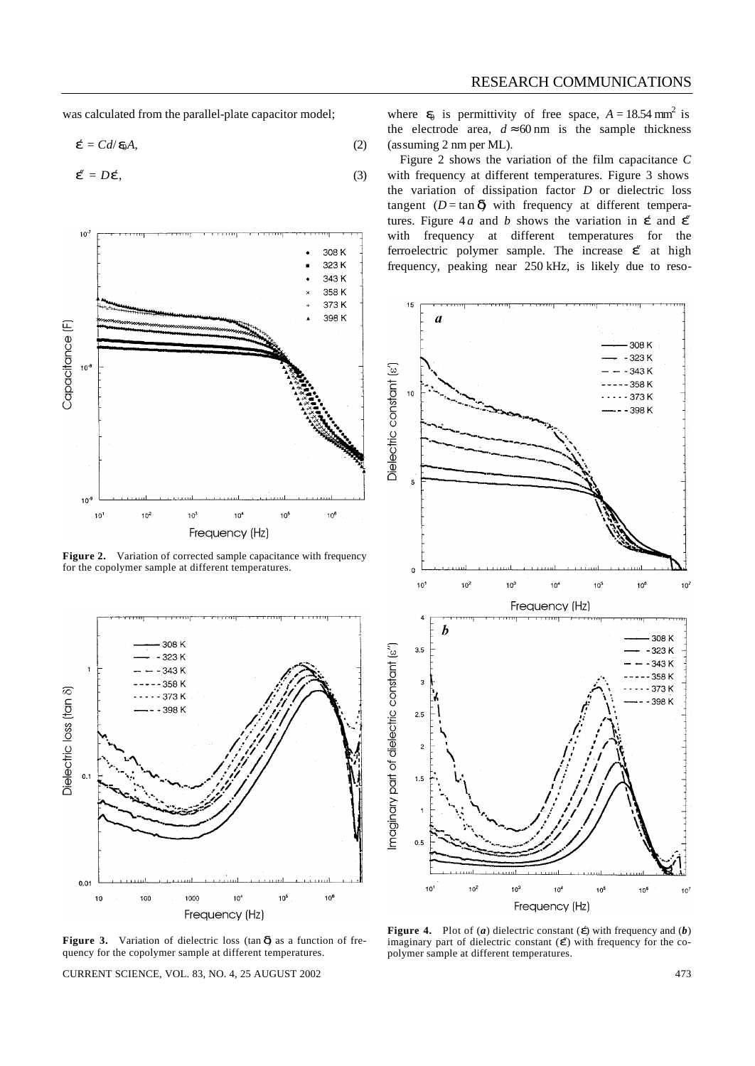was calculated from the parallel-plate capacitor model;

$$\varepsilon' = Cd/\varepsilon_0 A, \tag{2}$$

$$\varepsilon'' = D\varepsilon', \tag{3}$$

where $\varepsilon_0$ is permittivity of free space, $A = 18.54\ \text{mm}^2$ is the electrode area, $d \approx 60$ nm is the sample thickness (assuming 2 nm per ML).

Figure 2 shows the variation of the film capacitance $C$ with frequency at different temperatures. Figure 3 shows the variation of dissipation factor $D$ or dielectric loss tangent ($D = \tan\delta$) with frequency at different temperatures. Figure 4 *a* and *b* shows the variation in $\varepsilon'$ and $\varepsilon''$ with frequency at different temperatures for the ferroelectric polymer sample. The increase $\varepsilon''$ at high frequency, peaking near 250 kHz, is likely due to reso-

**Figure 2.** Variation of corrected sample capacitance with frequency for the copolymer sample at different temperatures.

**Figure 3.** Variation of dielectric loss ($\tan\delta$) as a function of frequency for the copolymer sample at different temperatures.

**Figure 4.** Plot of (*a*) dielectric constant ($\varepsilon'$) with frequency and (*b*) imaginary part of dielectric constant ($\varepsilon''$) with frequency for the copolymer sample at different temperatures.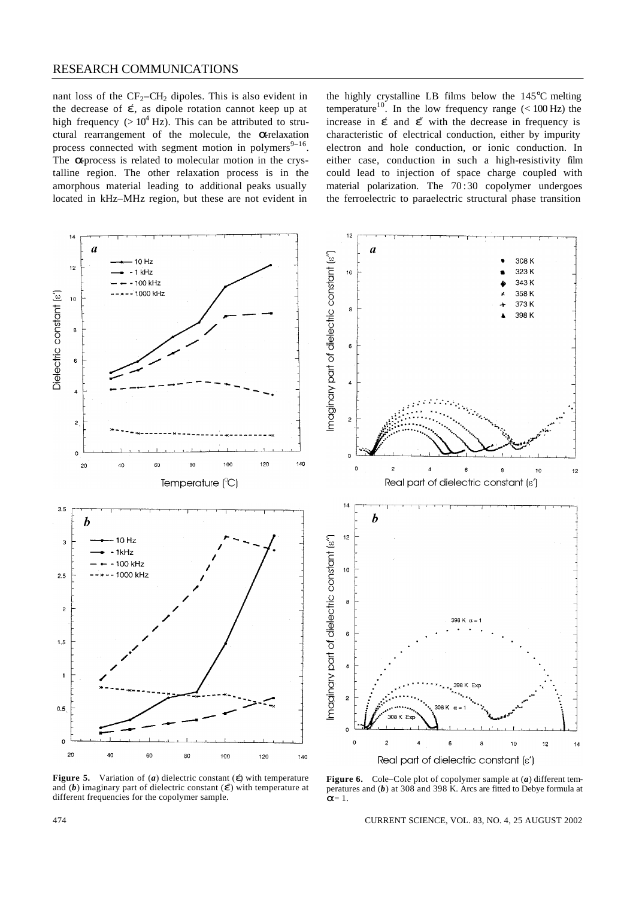nant loss of the $CF_2$–$CH_2$ dipoles. This is also evident in the decrease of $\varepsilon'$, as dipole rotation cannot keep up at high frequency ($> 10^4$ Hz). This can be attributed to structural rearrangement of the molecule, the α-relaxation process connected with segment motion in polymers[9–16]. The α-process is related to molecular motion in the crystalline region. The other relaxation process is in the amorphous material leading to additional peaks usually located in kHz–MHz region, but these are not evident in the highly crystalline LB films below the 145°C melting temperature[10]. In the low frequency range (< 100 Hz) the increase in $\varepsilon'$ and $\varepsilon''$ with the decrease in frequency is characteristic of electrical conduction, either by impurity electron and hole conduction, or ionic conduction. In either case, conduction in such a high-resistivity film could lead to injection of space charge coupled with material polarization. The 70 : 30 copolymer undergoes the ferroelectric to paraelectric structural phase transition

**Figure 5.** Variation of (***a***) dielectric constant ($\varepsilon'$) with temperature and (***b***) imaginary part of dielectric constant ($\varepsilon''$) with temperature at different frequencies for the copolymer sample.

**Figure 6.** Cole–Cole plot of copolymer sample at (***a***) different temperatures and (***b***) at 308 and 398 K. Arcs are fitted to Debye formula at $\alpha = 1$.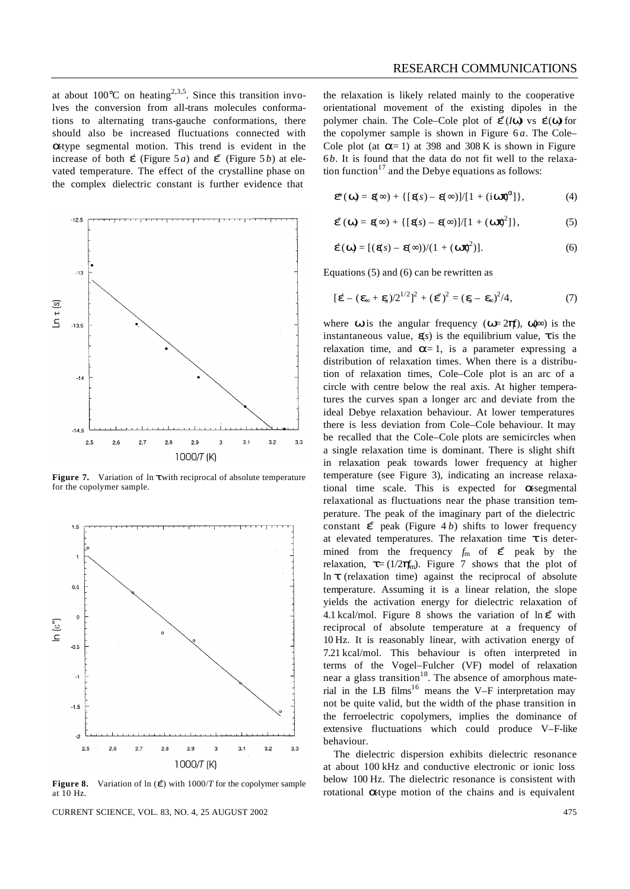at about 100°C on heating[2,3,5]. Since this transition involves the conversion from all-trans molecules conformations to alternating trans-gauche conformations, there should also be increased fluctuations connected with α-type segmental motion. This trend is evident in the increase of both $\varepsilon'$ (Figure 5 *a*) and $\varepsilon''$ (Figure 5 *b*) at elevated temperature. The effect of the crystalline phase on the complex dielectric constant is further evidence that the relaxation is likely related mainly to the cooperative orientational movement of the existing dipoles in the polymer chain. The Cole–Cole plot of $\varepsilon''(I\omega)$ vs $\varepsilon'(\omega)$ for the copolymer sample is shown in Figure 6 *a*. The Cole–Cole plot (at $\alpha = 1$) at 398 and 308 K is shown in Figure 6 *b*. It is found that the data do not fit well to the relaxation function[17] and the Debye equations as follows:

$$\varepsilon^*(\omega) = \varepsilon(\infty) + \{[\varepsilon(s) - \varepsilon(\infty)]/[1 + (i\omega\tau)^{\alpha}]\}, \tag{4}$$

$$\varepsilon''(\omega) = \varepsilon(\infty) + \{[\varepsilon(s) - \varepsilon(\infty)]/[1 + (\omega\tau)^2]\}, \tag{5}$$

$$\varepsilon'(\omega) = [(\varepsilon(s) - \varepsilon(\infty))/(1 + (\omega\tau)^2)]. \tag{6}$$

Equations (5) and (6) can be rewritten as

$$[\varepsilon' - (\varepsilon_\infty + \varepsilon_s)/2^{1/2}]^2 + (\varepsilon'')^2 = (\varepsilon_s - \varepsilon_\infty)^2/4, \tag{7}$$

where $\omega$ is the angular frequency ($\omega = 2\pi f$), $\omega(\infty)$ is the instantaneous value, $\varepsilon(s)$ is the equilibrium value, $\tau$ is the relaxation time, and $\alpha = 1$, is a parameter expressing a distribution of relaxation times. When there is a distribution of relaxation times, Cole–Cole plot is an arc of a circle with centre below the real axis. At higher temperatures the curves span a longer arc and deviate from the ideal Debye relaxation behaviour. At lower temperatures there is less deviation from Cole–Cole behaviour. It may be recalled that the Cole–Cole plots are semicircles when a single relaxation time is dominant. There is slight shift in relaxation peak towards lower frequency at higher temperature (see Figure 3), indicating an increase relaxational time scale. This is expected for α-segmental relaxational as fluctuations near the phase transition temperature. The peak of the imaginary part of the dielectric constant $\varepsilon''$ peak (Figure 4 *b*) shifts to lower frequency at elevated temperatures. The relaxation time $\tau$ is determined from the frequency $f_m$ of $\varepsilon''$ peak by the relaxation, $\tau = (1/2\pi f_m)$. Figure 7 shows that the plot of $\ln \tau$ (relaxation time) against the reciprocal of absolute temperature. Assuming it is a linear relation, the slope yields the activation energy for dielectric relaxation of 4.1 kcal/mol. Figure 8 shows the variation of $\ln \varepsilon''$ with reciprocal of absolute temperature at a frequency of 10 Hz. It is reasonably linear, with activation energy of 7.21 kcal/mol. This behaviour is often interpreted in terms of the Vogel–Fulcher (VF) model of relaxation near a glass transition[18]. The absence of amorphous material in the LB films[16] means the V–F interpretation may not be quite valid, but the width of the phase transition in the ferroelectric copolymers, implies the dominance of extensive fluctuations which could produce V–F-like behaviour.

**Figure 7.** Variation of $\ln \tau$ with reciprocal of absolute temperature for the copolymer sample.

**Figure 8.** Variation of $\ln(\varepsilon'')$ with $1000/T$ for the copolymer sample at 10 Hz.

The dielectric dispersion exhibits dielectric resonance at about 100 kHz and conductive electronic or ionic loss below 100 Hz. The dielectric resonance is consistent with rotational α-type motion of the chains and is equivalent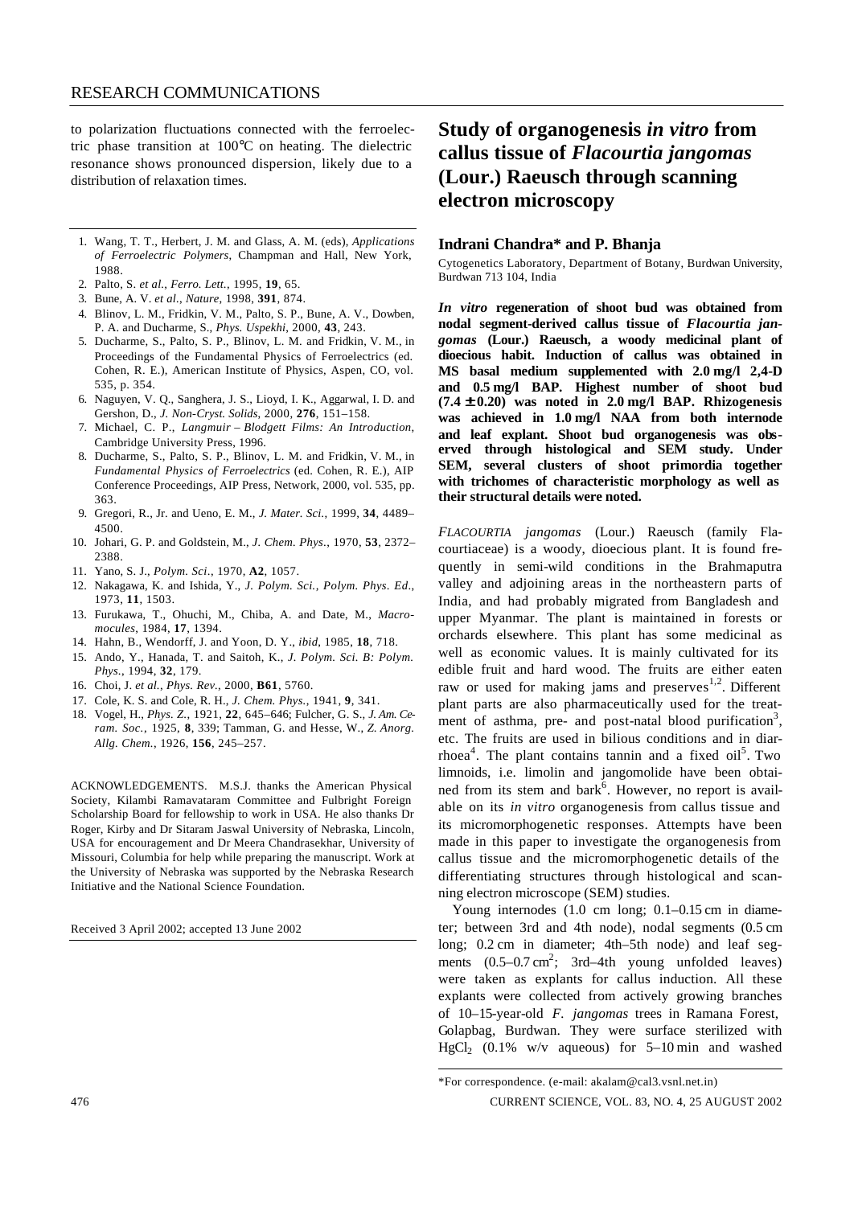to polarization fluctuations connected with the ferroelectric phase transition at 100°C on heating. The dielectric resonance shows pronounced dispersion, likely due to a distribution of relaxation times.

1. Wang, T. T., Herbert, J. M. and Glass, A. M. (eds), *Applications of Ferroelectric Polymers*, Champman and Hall, New York, 1988.
2. Palto, S. *et al.*, *Ferro. Lett.*, 1995, **19**, 65.
3. Bune, A. V. *et al.*, *Nature*, 1998, **391**, 874.
4. Blinov, L. M., Fridkin, V. M., Palto, S. P., Bune, A. V., Dowben, P. A. and Ducharme, S., *Phys. Uspekhi*, 2000, **43**, 243.
5. Ducharme, S., Palto, S. P., Blinov, L. M. and Fridkin, V. M., in Proceedings of the Fundamental Physics of Ferroelectrics (ed. Cohen, R. E.), American Institute of Physics, Aspen, CO, vol. 535, p. 354.
6. Naguyen, V. Q., Sanghera, J. S., Lioyd, I. K., Aggarwal, I. D. and Gershon, D., *J. Non-Cryst. Solids*, 2000, **276**, 151–158.
7. Michael, C. P., *Langmuir – Blodgett Films: An Introduction*, Cambridge University Press, 1996.
8. Ducharme, S., Palto, S. P., Blinov, L. M. and Fridkin, V. M., in *Fundamental Physics of Ferroelectrics* (ed. Cohen, R. E.), AIP Conference Proceedings, AIP Press, Network, 2000, vol. 535, pp. 363.
9. Gregori, R., Jr. and Ueno, E. M., *J. Mater. Sci.*, 1999, **34**, 4489–4500.
10. Johari, G. P. and Goldstein, M., *J. Chem. Phys.*, 1970, **53**, 2372–2388.
11. Yano, S. J., *Polym. Sci.*, 1970, **A2**, 1057.
12. Nakagawa, K. and Ishida, Y., *J. Polym. Sci., Polym. Phys. Ed.*, 1973, **11**, 1503.
13. Furukawa, T., Ohuchi, M., Chiba, A. and Date, M., *Macromocules*, 1984, **17**, 1394.
14. Hahn, B., Wendorff, J. and Yoon, D. Y., *ibid*, 1985, **18**, 718.
15. Ando, Y., Hanada, T. and Saitoh, K., *J. Polym. Sci. B: Polym. Phys.*, 1994, **32**, 179.
16. Choi, J. *et al.*, *Phys. Rev.*, 2000, **B61**, 5760.
17. Cole, K. S. and Cole, R. H., *J. Chem. Phys.*, 1941, **9**, 341.
18. Vogel, H., *Phys. Z.*, 1921, **22**, 645–646; Fulcher, G. S., *J. Am. Ceram. Soc.*, 1925, **8**, 339; Tamman, G. and Hesse, W., *Z. Anorg. Allg. Chem.*, 1926, **156**, 245–257.

ACKNOWLEDGEMENTS. M.S.J. thanks the American Physical Society, Kilambi Ramavataram Committee and Fulbright Foreign Scholarship Board for fellowship to work in USA. He also thanks Dr Roger, Kirby and Dr Sitaram Jaswal University of Nebraska, Lincoln, USA for encouragement and Dr Meera Chandrasekhar, University of Missouri, Columbia for help while preparing the manuscript. Work at the University of Nebraska was supported by the Nebraska Research Initiative and the National Science Foundation.

Received 3 April 2002; accepted 13 June 2002

# Study of organogenesis *in vitro* from callus tissue of *Flacourtia jangomas* (Lour.) Raeusch through scanning electron microscopy

**Indrani Chandra\* and P. Bhanja**

Cytogenetics Laboratory, Department of Botany, Burdwan University, Burdwan 713 104, India

***In vitro* regeneration of shoot bud was obtained from nodal segment-derived callus tissue of *Flacourtia jangomas* (Lour.) Raeusch, a woody medicinal plant of dioecious habit. Induction of callus was obtained in MS basal medium supplemented with 2.0 mg/l 2,4-D and 0.5 mg/l BAP. Highest number of shoot bud (7.4 ± 0.20) was noted in 2.0 mg/l BAP. Rhizogenesis was achieved in 1.0 mg/l NAA from both internode and leaf explant. Shoot bud organogenesis was observed through histological and SEM study. Under SEM, several clusters of shoot primordia together with trichomes of characteristic morphology as well as their structural details were noted.**

*FLACOURTIA jangomas* (Lour.) Raeusch (family Flacourtiaceae) is a woody, dioecious plant. It is found frequently in semi-wild conditions in the Brahmaputra valley and adjoining areas in the northeastern parts of India, and had probably migrated from Bangladesh and upper Myanmar. The plant is maintained in forests or orchards elsewhere. This plant has some medicinal as well as economic values. It is mainly cultivated for its edible fruit and hard wood. The fruits are either eaten raw or used for making jams and preserves[1,2]. Different plant parts are also pharmaceutically used for the treatment of asthma, pre- and post-natal blood purification[3], etc. The fruits are used in bilious conditions and in diarrhoea[4]. The plant contains tannin and a fixed oil[5]. Two limnoids, i.e. limolin and jangomolide have been obtained from its stem and bark[6]. However, no report is available on its *in vitro* organogenesis from callus tissue and its micromorphogenetic responses. Attempts have been made in this paper to investigate the organogenesis from callus tissue and the micromorphogenetic details of the differentiating structures through histological and scanning electron microscope (SEM) studies.

Young internodes (1.0 cm long; 0.1–0.15 cm in diameter; between 3rd and 4th node), nodal segments (0.5 cm long; 0.2 cm in diameter; 4th–5th node) and leaf segments (0.5–0.7 $cm^2$; 3rd–4th young unfolded leaves) were taken as explants for callus induction. All these explants were collected from actively growing branches of 10–15-year-old *F. jangomas* trees in Ramana Forest, Golapbag, Burdwan. They were surface sterilized with $HgCl_2$ (0.1% w/v aqueous) for 5–10 min and washed

\*For correspondence. (e-mail: akalam@cal3.vsnl.net.in)